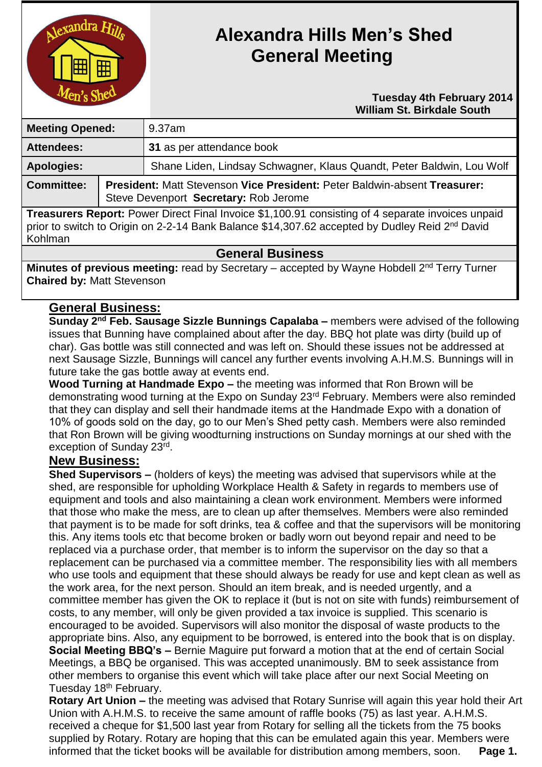# Alexandra Hills Men's Shed General Meeting

**Tuesday 4th February 2014**
**William St. Birkdale South**

| | |
|---|---|
| **Meeting Opened:** | 9.37am |
| **Attendees:** | **31** as per attendance book |
| **Apologies:** | Shane Liden, Lindsay Schwagner, Klaus Quandt, Peter Baldwin, Lou Wolf |
| **Committee:** | **President:** Matt Stevenson **Vice President:** Peter Baldwin-absent **Treasurer:** Steve Devenport **Secretary:** Rob Jerome |

**Treasurers Report:** Power Direct Final Invoice $1,100.91 consisting of 4 separate invoices unpaid prior to switch to Origin on 2-2-14 Bank Balance $14,307.62 accepted by Dudley Reid 2nd David Kohlman

**General Business**

**Minutes of previous meeting:** read by Secretary – accepted by Wayne Hobdell 2nd Terry Turner
**Chaired by:** Matt Stevenson

## General Business:

**Sunday 2nd Feb. Sausage Sizzle Bunnings Capalaba –** members were advised of the following issues that Bunning have complained about after the day. BBQ hot plate was dirty (build up of char). Gas bottle was still connected and was left on. Should these issues not be addressed at next Sausage Sizzle, Bunnings will cancel any further events involving A.H.M.S. Bunnings will in future take the gas bottle away at events end.

**Wood Turning at Handmade Expo –** the meeting was informed that Ron Brown will be demonstrating wood turning at the Expo on Sunday 23rd February. Members were also reminded that they can display and sell their handmade items at the Handmade Expo with a donation of 10% of goods sold on the day, go to our Men's Shed petty cash. Members were also reminded that Ron Brown will be giving woodturning instructions on Sunday mornings at our shed with the exception of Sunday 23rd.

## New Business:

**Shed Supervisors –** (holders of keys) the meeting was advised that supervisors while at the shed, are responsible for upholding Workplace Health & Safety in regards to members use of equipment and tools and also maintaining a clean work environment. Members were informed that those who make the mess, are to clean up after themselves. Members were also reminded that payment is to be made for soft drinks, tea & coffee and that the supervisors will be monitoring this. Any items tools etc that become broken or badly worn out beyond repair and need to be replaced via a purchase order, that member is to inform the supervisor on the day so that a replacement can be purchased via a committee member. The responsibility lies with all members who use tools and equipment that these should always be ready for use and kept clean as well as the work area, for the next person. Should an item break, and is needed urgently, and a committee member has given the OK to replace it (but is not on site with funds) reimbursement of costs, to any member, will only be given provided a tax invoice is supplied. This scenario is encouraged to be avoided. Supervisors will also monitor the disposal of waste products to the appropriate bins. Also, any equipment to be borrowed, is entered into the book that is on display.

**Social Meeting BBQ's –** Bernie Maguire put forward a motion that at the end of certain Social Meetings, a BBQ be organised. This was accepted unanimously. BM to seek assistance from other members to organise this event which will take place after our next Social Meeting on Tuesday 18th February.

**Rotary Art Union –** the meeting was advised that Rotary Sunrise will again this year hold their Art Union with A.H.M.S. to receive the same amount of raffle books (75) as last year. A.H.M.S. received a cheque for $1,500 last year from Rotary for selling all the tickets from the 75 books supplied by Rotary. Rotary are hoping that this can be emulated again this year. Members were informed that the ticket books will be available for distribution among members, soon.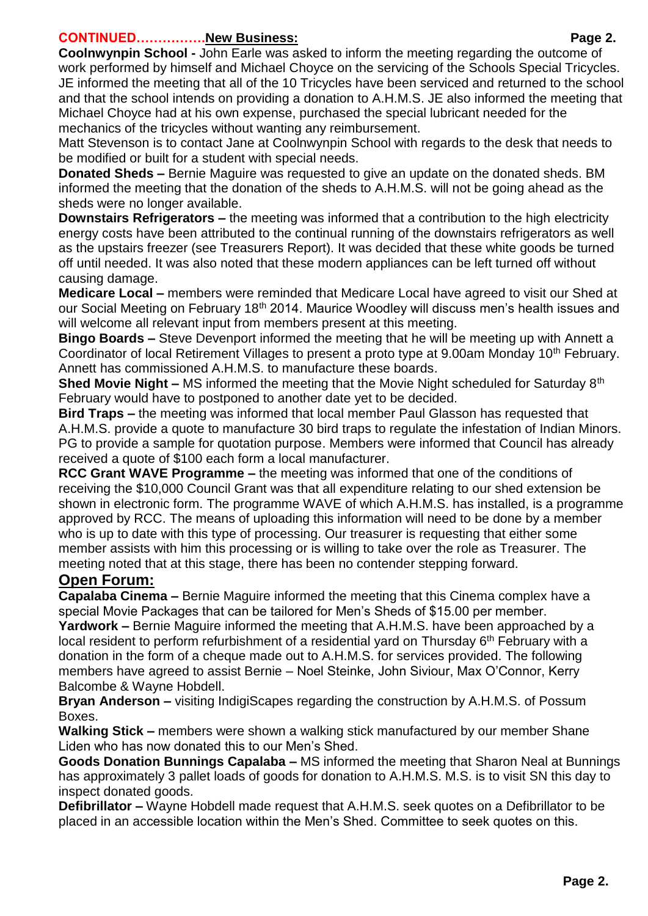**CONTINUED…………….New Business:**

**Coolnwynpin School -** John Earle was asked to inform the meeting regarding the outcome of work performed by himself and Michael Choyce on the servicing of the Schools Special Tricycles. JE informed the meeting that all of the 10 Tricycles have been serviced and returned to the school and that the school intends on providing a donation to A.H.M.S. JE also informed the meeting that Michael Choyce had at his own expense, purchased the special lubricant needed for the mechanics of the tricycles without wanting any reimbursement.

Matt Stevenson is to contact Jane at Coolnwynpin School with regards to the desk that needs to be modified or built for a student with special needs.

**Donated Sheds –** Bernie Maguire was requested to give an update on the donated sheds. BM informed the meeting that the donation of the sheds to A.H.M.S. will not be going ahead as the sheds were no longer available.

**Downstairs Refrigerators –** the meeting was informed that a contribution to the high electricity energy costs have been attributed to the continual running of the downstairs refrigerators as well as the upstairs freezer (see Treasurers Report). It was decided that these white goods be turned off until needed. It was also noted that these modern appliances can be left turned off without causing damage.

**Medicare Local –** members were reminded that Medicare Local have agreed to visit our Shed at our Social Meeting on February 18th 2014. Maurice Woodley will discuss men's health issues and will welcome all relevant input from members present at this meeting.

**Bingo Boards –** Steve Devenport informed the meeting that he will be meeting up with Annett a Coordinator of local Retirement Villages to present a proto type at 9.00am Monday 10th February. Annett has commissioned A.H.M.S. to manufacture these boards.

**Shed Movie Night –** MS informed the meeting that the Movie Night scheduled for Saturday 8th February would have to postponed to another date yet to be decided.

**Bird Traps –** the meeting was informed that local member Paul Glasson has requested that A.H.M.S. provide a quote to manufacture 30 bird traps to regulate the infestation of Indian Minors. PG to provide a sample for quotation purpose. Members were informed that Council has already received a quote of $100 each form a local manufacturer.

**RCC Grant WAVE Programme –** the meeting was informed that one of the conditions of receiving the $10,000 Council Grant was that all expenditure relating to our shed extension be shown in electronic form. The programme WAVE of which A.H.M.S. has installed, is a programme approved by RCC. The means of uploading this information will need to be done by a member who is up to date with this type of processing. Our treasurer is requesting that either some member assists with him this processing or is willing to take over the role as Treasurer. The meeting noted that at this stage, there has been no contender stepping forward.

## Open Forum:

**Capalaba Cinema –** Bernie Maguire informed the meeting that this Cinema complex have a special Movie Packages that can be tailored for Men's Sheds of $15.00 per member.

**Yardwork –** Bernie Maguire informed the meeting that A.H.M.S. have been approached by a local resident to perform refurbishment of a residential yard on Thursday 6th February with a donation in the form of a cheque made out to A.H.M.S. for services provided. The following members have agreed to assist Bernie – Noel Steinke, John Siviour, Max O'Connor, Kerry Balcombe & Wayne Hobdell.

**Bryan Anderson –** visiting IndigiScapes regarding the construction by A.H.M.S. of Possum Boxes.

**Walking Stick –** members were shown a walking stick manufactured by our member Shane Liden who has now donated this to our Men's Shed.

**Goods Donation Bunnings Capalaba –** MS informed the meeting that Sharon Neal at Bunnings has approximately 3 pallet loads of goods for donation to A.H.M.S. M.S. is to visit SN this day to inspect donated goods.

**Defibrillator –** Wayne Hobdell made request that A.H.M.S. seek quotes on a Defibrillator to be placed in an accessible location within the Men's Shed. Committee to seek quotes on this.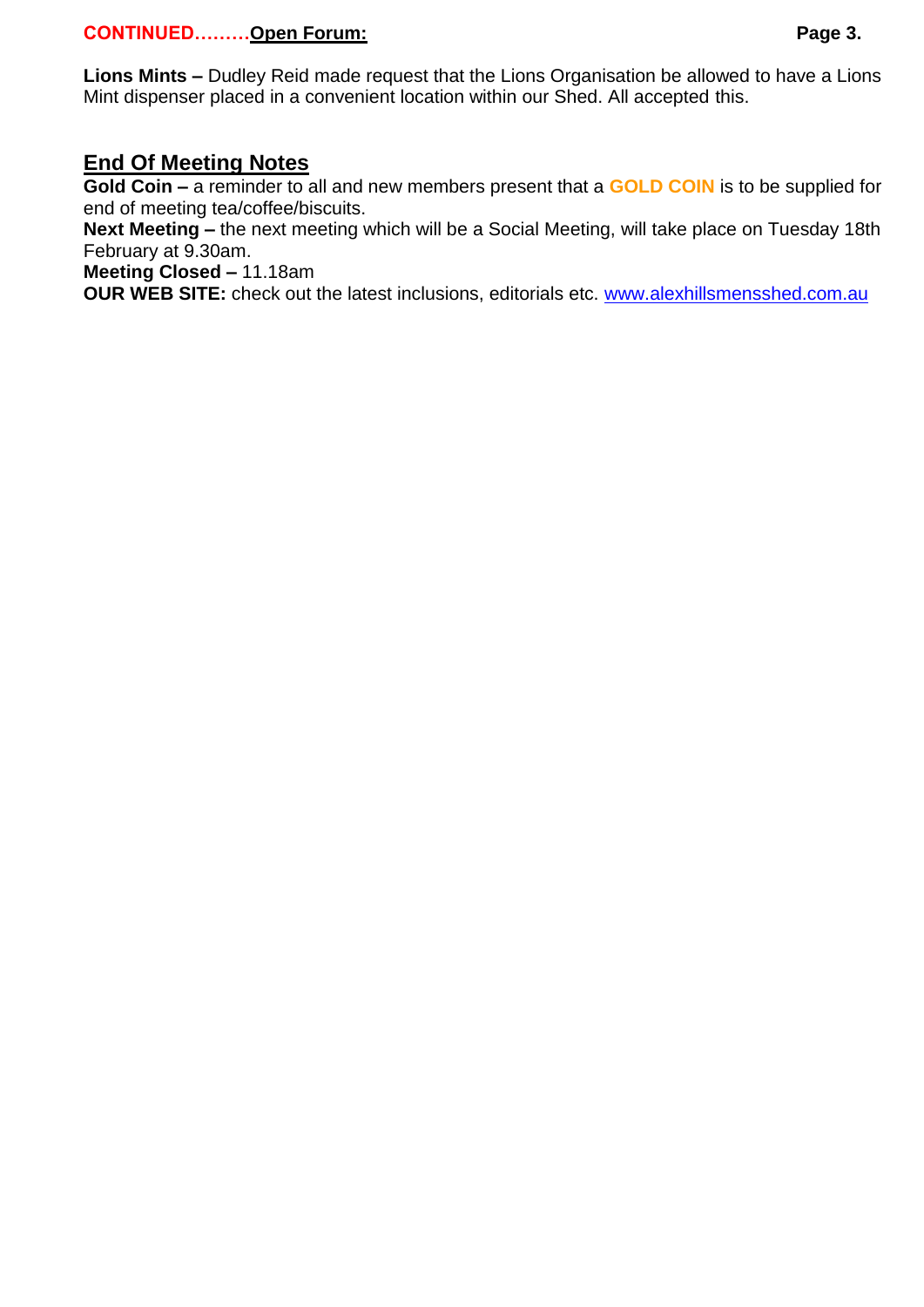**CONTINUED………Open Forum:**

**Lions Mints –** Dudley Reid made request that the Lions Organisation be allowed to have a Lions Mint dispenser placed in a convenient location within our Shed. All accepted this.

## End Of Meeting Notes

**Gold Coin –** a reminder to all and new members present that a **GOLD COIN** is to be supplied for end of meeting tea/coffee/biscuits.

**Next Meeting –** the next meeting which will be a Social Meeting, will take place on Tuesday 18th February at 9.30am.

**Meeting Closed –** 11.18am

**OUR WEB SITE:** check out the latest inclusions, editorials etc. www.alexhillsmensshed.com.au